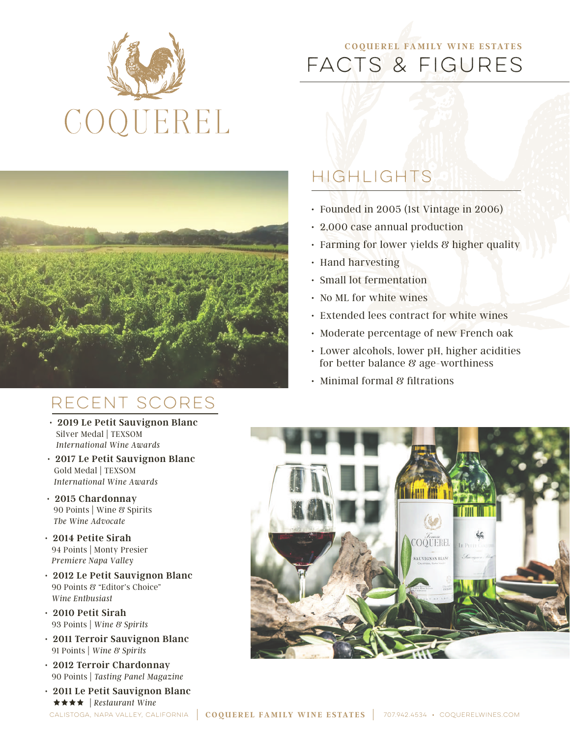# COQUEREL

## COQUEREL FAMILY WINE ESTATES

# FACTS & FIGURES

## HIGHLIGHTS

- Founded in 2005 (1st Vintage in 2006)
- 2,000 case annual production
- Farming for lower yields & higher quality
- Hand harvesting
- Small lot fermentation
- No ML for white wines
- Extended lees contract for white wines
- Moderate percentage of new French oak
- Lower alcohols, lower pH, higher acidities for better balance & age-worthiness
- Minimal formal & filtrations

## RECENT SCORES

- **2019 Le Petit Sauvignon Blanc**
  Silver Medal | TEXSOM
  *International Wine Awards*
- **2017 Le Petit Sauvignon Blanc**
  Gold Medal | TEXSOM
  *International Wine Awards*
- **2015 Chardonnay**
  90 Points | Wine & Spirits
  *The Wine Advocate*
- **2014 Petite Sirah**
  94 Points | Monty Presier
  *Premiere Napa Valley*
- **2012 Le Petit Sauvignon Blanc**
  90 Points & "Editor's Choice"
  *Wine Enthusiast*
- **2010 Petit Sirah**
  93 Points | *Wine & Spirits*
- **2011 Terroir Sauvignon Blanc**
  91 Points | *Wine & Spirits*
- **2012 Terroir Chardonnay**
  90 Points | *Tasting Panel Magazine*
- **2011 Le Petit Sauvignon Blanc**
  ★★★★ | *Restaurant Wine*

CALISTOGA, NAPA VALLEY, CALIFORNIA | **COQUEREL FAMILY WINE ESTATES** | 707.942.4534 • COQUERELWINES.COM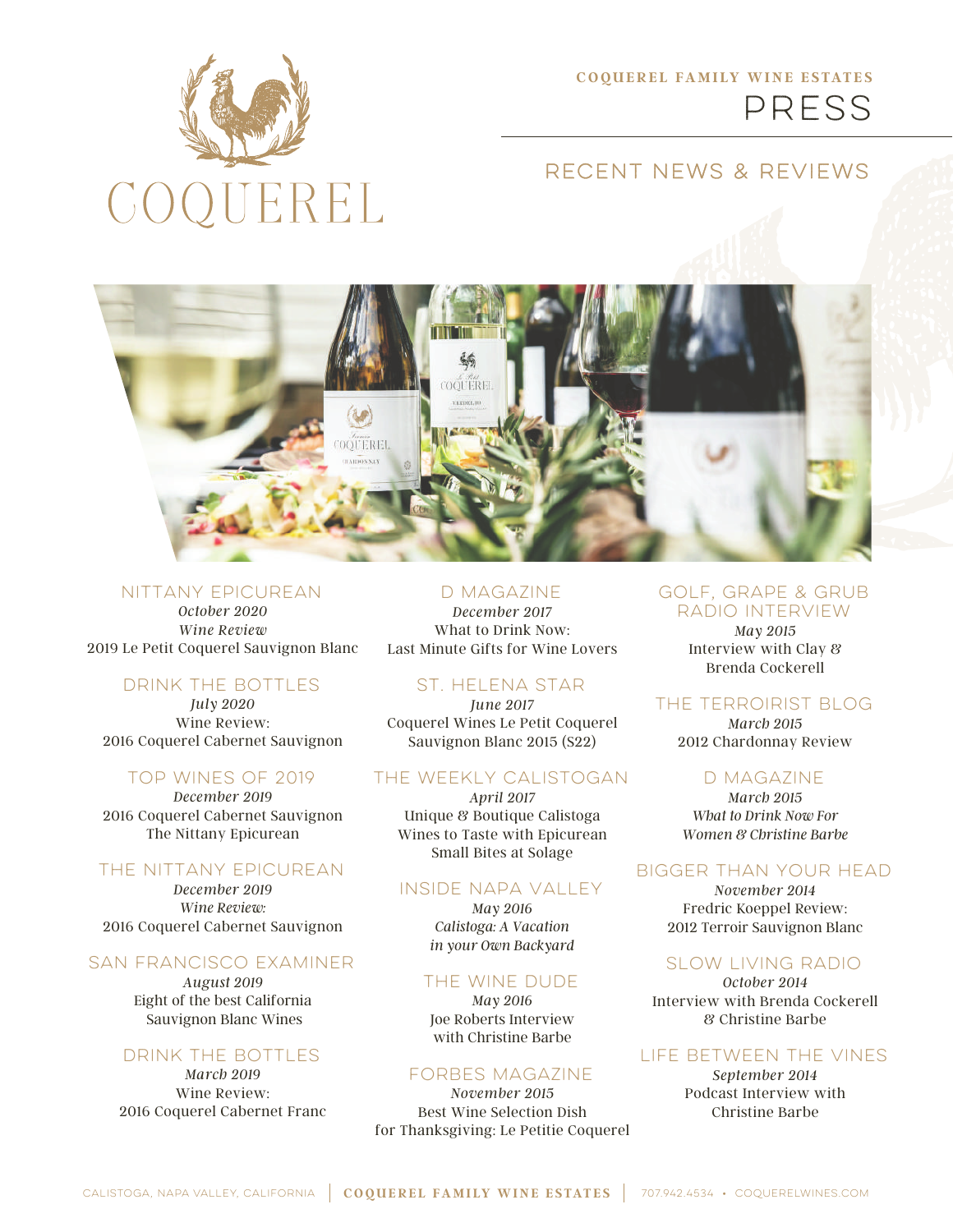# COQUEREL

COQUEREL FAMILY WINE ESTATES

## PRESS

## RECENT NEWS & REVIEWS

### NITTANY EPICUREAN
*October 2020*
*Wine Review*
2019 Le Petit Coquerel Sauvignon Blanc

### DRINK THE BOTTLES
*July 2020*
Wine Review:
2016 Coquerel Cabernet Sauvignon

### TOP WINES OF 2019
*December 2019*
2016 Coquerel Cabernet Sauvignon
The Nittany Epicurean

### THE NITTANY EPICUREAN
*December 2019*
*Wine Review:*
2016 Coquerel Cabernet Sauvignon

### SAN FRANCISCO EXAMINER
*August 2019*
Eight of the best California
Sauvignon Blanc Wines

### DRINK THE BOTTLES
*March 2019*
Wine Review:
2016 Coquerel Cabernet Franc

### D MAGAZINE
*December 2017*
What to Drink Now:
Last Minute Gifts for Wine Lovers

### ST. HELENA STAR
*June 2017*
Coquerel Wines Le Petit Coquerel
Sauvignon Blanc 2015 (S22)

### THE WEEKLY CALISTOGAN
*April 2017*
Unique & Boutique Calistoga
Wines to Taste with Epicurean
Small Bites at Solage

### INSIDE NAPA VALLEY
*May 2016*
*Calistoga: A Vacation*
*in your Own Backyard*

### THE WINE DUDE
*May 2016*
Joe Roberts Interview
with Christine Barbe

### FORBES MAGAZINE
*November 2015*
Best Wine Selection Dish
for Thanksgiving: Le Petitie Coquerel

### GOLF, GRAPE & GRUB RADIO INTERVIEW
*May 2015*
Interview with Clay &
Brenda Cockerell

### THE TERROIRIST BLOG
*March 2015*
2012 Chardonnay Review

### D MAGAZINE
*March 2015*
*What to Drink Now For*
*Women & Christine Barbe*

### BIGGER THAN YOUR HEAD
*November 2014*
Fredric Koeppel Review:
2012 Terroir Sauvignon Blanc

### SLOW LIVING RADIO
*October 2014*
Interview with Brenda Cockerell
& Christine Barbe

### LIFE BETWEEN THE VINES
*September 2014*
Podcast Interview with
Christine Barbe

CALISTOGA, NAPA VALLEY, CALIFORNIA | COQUEREL FAMILY WINE ESTATES | 707.942.4534 • COQUERELWINES.COM